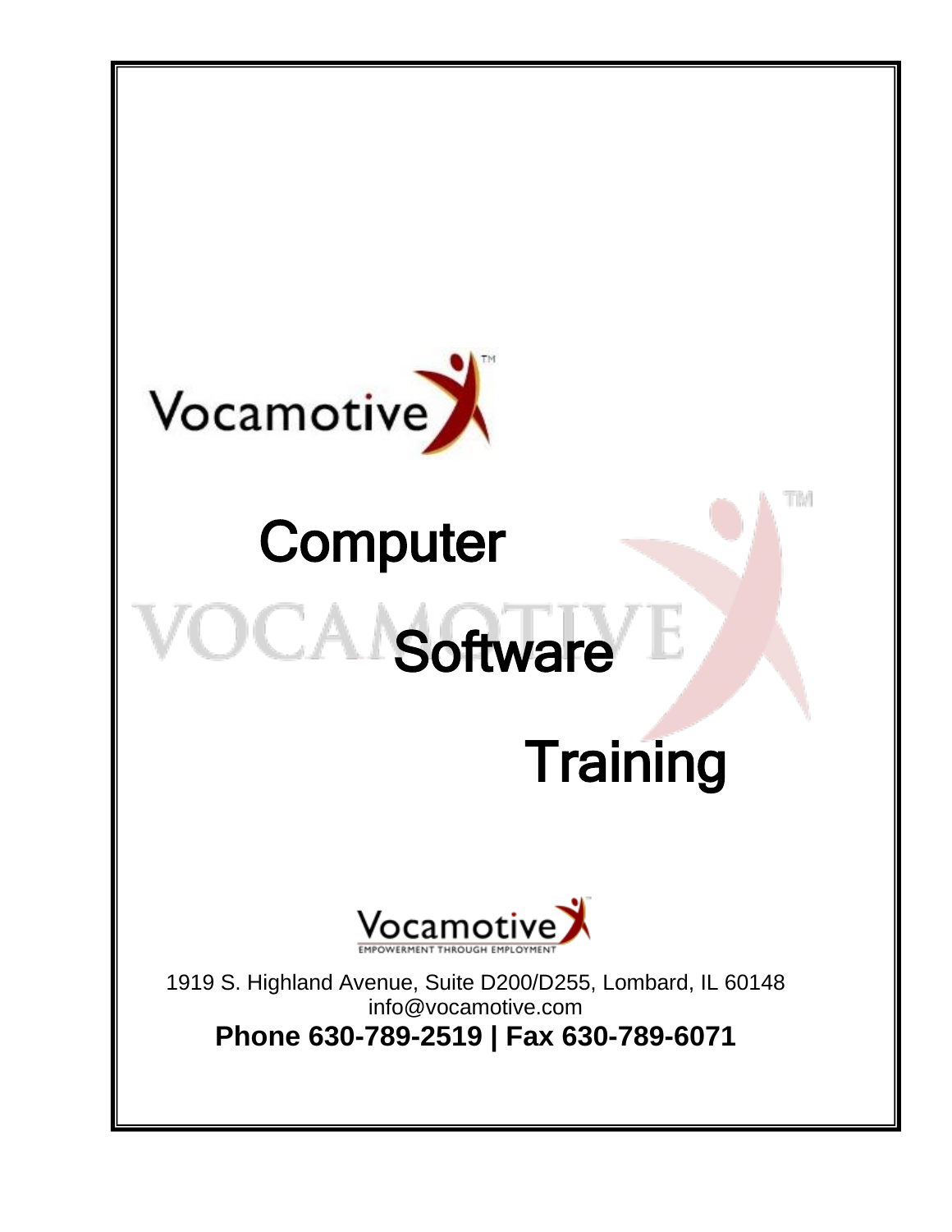Vocamotive™

# Computer Software Training

Vocamotive
EMPOWERMENT THROUGH EMPLOYMENT

1919 S. Highland Avenue, Suite D200/D255, Lombard, IL 60148
info@vocamotive.com
**Phone 630-789-2519 | Fax 630-789-6071**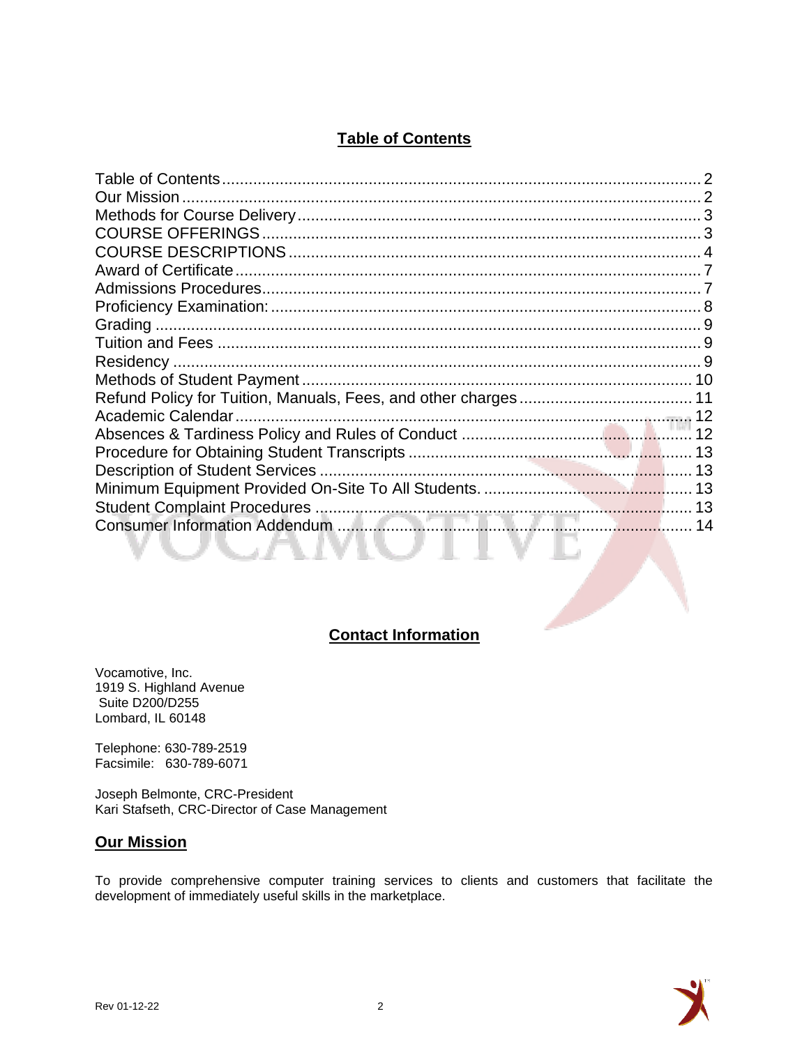## Table of Contents

Table of Contents ........ 2
Our Mission ........ 2
Methods for Course Delivery ........ 3
COURSE OFFERINGS ........ 3
COURSE DESCRIPTIONS ........ 4
Award of Certificate ........ 7
Admissions Procedures ........ 7
Proficiency Examination: ........ 8
Grading ........ 9
Tuition and Fees ........ 9
Residency ........ 9
Methods of Student Payment ........ 10
Refund Policy for Tuition, Manuals, Fees, and other charges ........ 11
Academic Calendar ........ 12
Absences & Tardiness Policy and Rules of Conduct ........ 12
Procedure for Obtaining Student Transcripts ........ 13
Description of Student Services ........ 13
Minimum Equipment Provided On-Site To All Students. ........ 13
Student Complaint Procedures ........ 13
Consumer Information Addendum ........ 14

## Contact Information

Vocamotive, Inc.
1919 S. Highland Avenue
Suite D200/D255
Lombard, IL 60148

Telephone: 630-789-2519
Facsimile: 630-789-6071

Joseph Belmonte, CRC-President
Kari Stafseth, CRC-Director of Case Management

## Our Mission

To provide comprehensive computer training services to clients and customers that facilitate the development of immediately useful skills in the marketplace.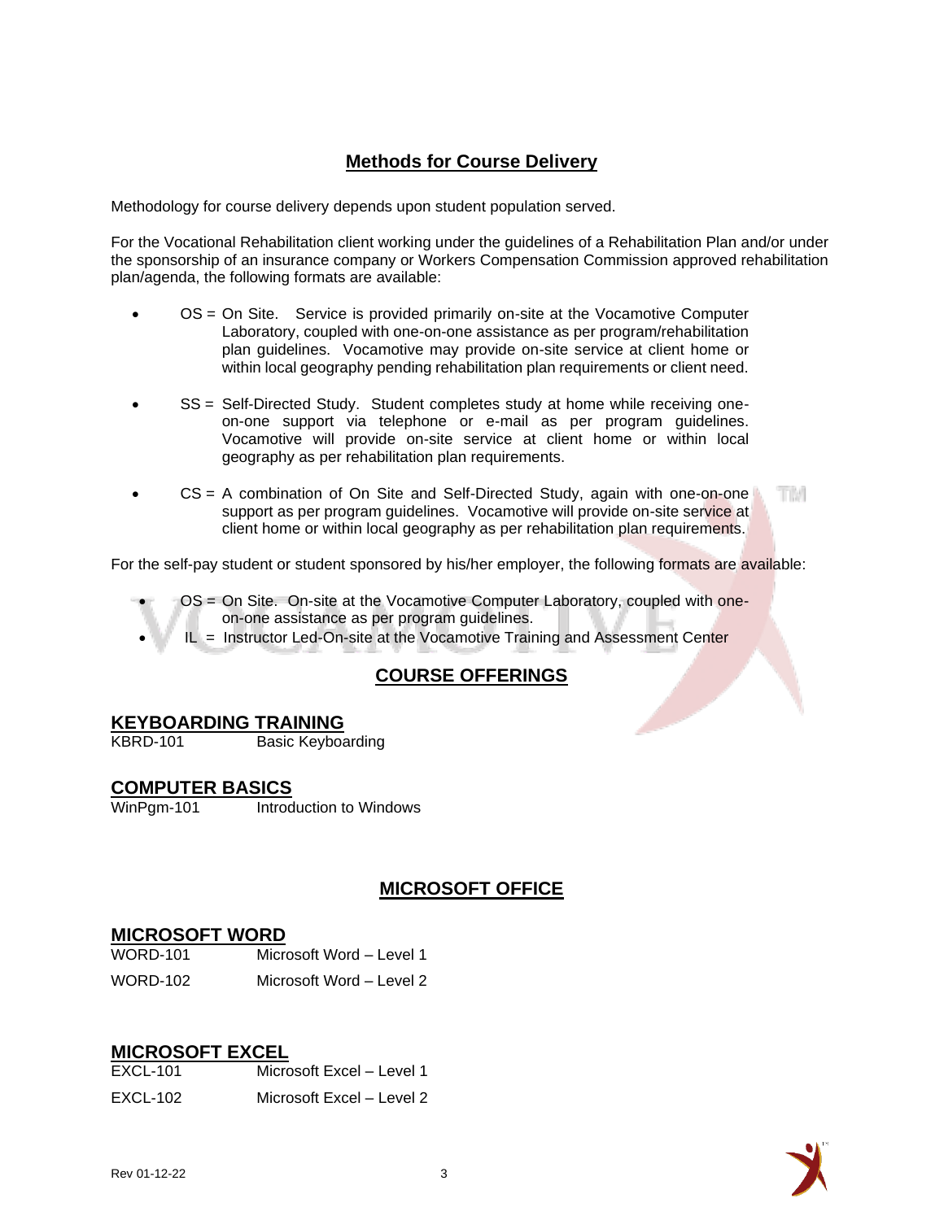## Methods for Course Delivery

Methodology for course delivery depends upon student population served.

For the Vocational Rehabilitation client working under the guidelines of a Rehabilitation Plan and/or under the sponsorship of an insurance company or Workers Compensation Commission approved rehabilitation plan/agenda, the following formats are available:

- OS = On Site. Service is provided primarily on-site at the Vocamotive Computer Laboratory, coupled with one-on-one assistance as per program/rehabilitation plan guidelines. Vocamotive may provide on-site service at client home or within local geography pending rehabilitation plan requirements or client need.
- SS = Self-Directed Study. Student completes study at home while receiving one-on-one support via telephone or e-mail as per program guidelines. Vocamotive will provide on-site service at client home or within local geography as per rehabilitation plan requirements.
- CS = A combination of On Site and Self-Directed Study, again with one-on-one support as per program guidelines. Vocamotive will provide on-site service at client home or within local geography as per rehabilitation plan requirements.

For the self-pay student or student sponsored by his/her employer, the following formats are available:

- OS = On Site. On-site at the Vocamotive Computer Laboratory, coupled with one-on-one assistance as per program guidelines.
- IL = Instructor Led-On-site at the Vocamotive Training and Assessment Center

## COURSE OFFERINGS

### KEYBOARDING TRAINING

| | |
|---|---|
| KBRD-101 | Basic Keyboarding |

### COMPUTER BASICS

| | |
|---|---|
| WinPgm-101 | Introduction to Windows |

## MICROSOFT OFFICE

### MICROSOFT WORD

| | |
|---|---|
| WORD-101 | Microsoft Word – Level 1 |
| WORD-102 | Microsoft Word – Level 2 |

### MICROSOFT EXCEL

| | |
|---|---|
| EXCL-101 | Microsoft Excel – Level 1 |
| EXCL-102 | Microsoft Excel – Level 2 |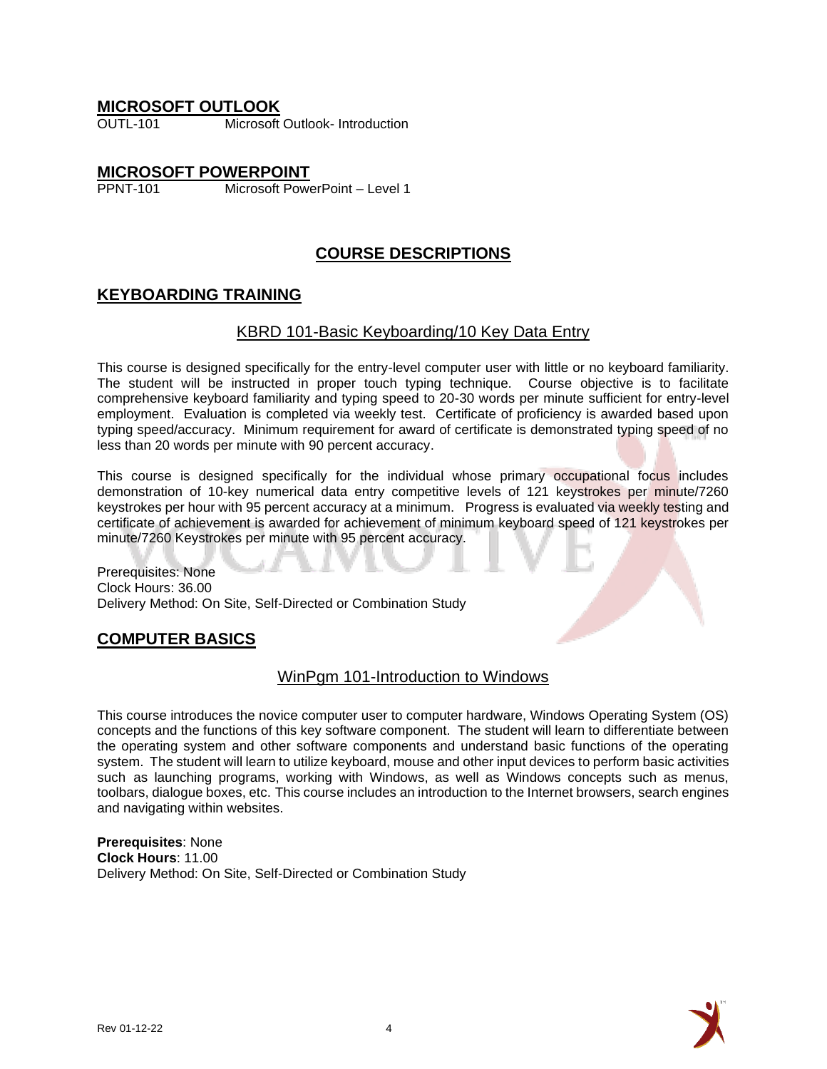## MICROSOFT OUTLOOK

OUTL-101 Microsoft Outlook- Introduction

## MICROSOFT POWERPOINT

PPNT-101 Microsoft PowerPoint – Level 1

# COURSE DESCRIPTIONS

## KEYBOARDING TRAINING

### KBRD 101-Basic Keyboarding/10 Key Data Entry

This course is designed specifically for the entry-level computer user with little or no keyboard familiarity. The student will be instructed in proper touch typing technique. Course objective is to facilitate comprehensive keyboard familiarity and typing speed to 20-30 words per minute sufficient for entry-level employment. Evaluation is completed via weekly test. Certificate of proficiency is awarded based upon typing speed/accuracy. Minimum requirement for award of certificate is demonstrated typing speed of no less than 20 words per minute with 90 percent accuracy.

This course is designed specifically for the individual whose primary occupational focus includes demonstration of 10-key numerical data entry competitive levels of 121 keystrokes per minute/7260 keystrokes per hour with 95 percent accuracy at a minimum. Progress is evaluated via weekly testing and certificate of achievement is awarded for achievement of minimum keyboard speed of 121 keystrokes per minute/7260 Keystrokes per minute with 95 percent accuracy.

Prerequisites: None
Clock Hours: 36.00
Delivery Method: On Site, Self-Directed or Combination Study

## COMPUTER BASICS

### WinPgm 101-Introduction to Windows

This course introduces the novice computer user to computer hardware, Windows Operating System (OS) concepts and the functions of this key software component. The student will learn to differentiate between the operating system and other software components and understand basic functions of the operating system. The student will learn to utilize keyboard, mouse and other input devices to perform basic activities such as launching programs, working with Windows, as well as Windows concepts such as menus, toolbars, dialogue boxes, etc. This course includes an introduction to the Internet browsers, search engines and navigating within websites.

**Prerequisites**: None
**Clock Hours**: 11.00
Delivery Method: On Site, Self-Directed or Combination Study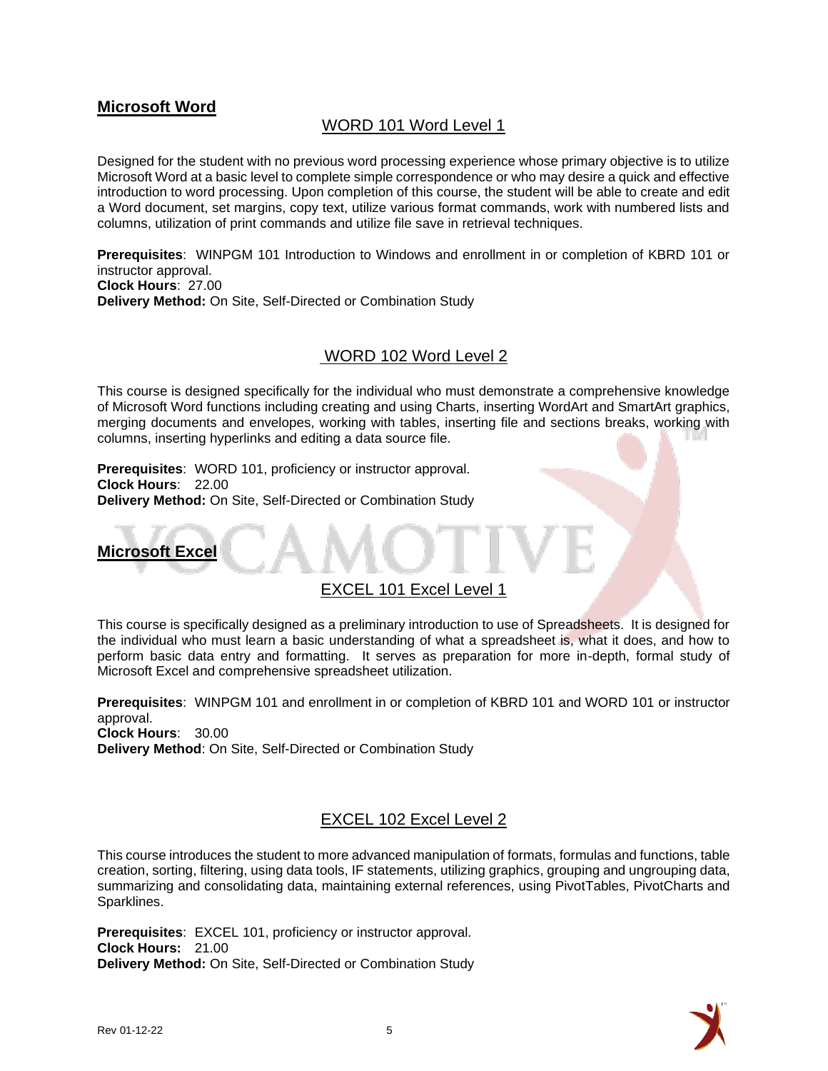## Microsoft Word

### WORD 101 Word Level 1

Designed for the student with no previous word processing experience whose primary objective is to utilize Microsoft Word at a basic level to complete simple correspondence or who may desire a quick and effective introduction to word processing. Upon completion of this course, the student will be able to create and edit a Word document, set margins, copy text, utilize various format commands, work with numbered lists and columns, utilization of print commands and utilize file save in retrieval techniques.

**Prerequisites**: WINPGM 101 Introduction to Windows and enrollment in or completion of KBRD 101 or instructor approval.
**Clock Hours**: 27.00
**Delivery Method:** On Site, Self-Directed or Combination Study

### WORD 102 Word Level 2

This course is designed specifically for the individual who must demonstrate a comprehensive knowledge of Microsoft Word functions including creating and using Charts, inserting WordArt and SmartArt graphics, merging documents and envelopes, working with tables, inserting file and sections breaks, working with columns, inserting hyperlinks and editing a data source file.

**Prerequisites**: WORD 101, proficiency or instructor approval.
**Clock Hours**: 22.00
**Delivery Method:** On Site, Self-Directed or Combination Study

## Microsoft Excel

### EXCEL 101 Excel Level 1

This course is specifically designed as a preliminary introduction to use of Spreadsheets. It is designed for the individual who must learn a basic understanding of what a spreadsheet is, what it does, and how to perform basic data entry and formatting. It serves as preparation for more in-depth, formal study of Microsoft Excel and comprehensive spreadsheet utilization.

**Prerequisites**: WINPGM 101 and enrollment in or completion of KBRD 101 and WORD 101 or instructor approval.
**Clock Hours**: 30.00
**Delivery Method**: On Site, Self-Directed or Combination Study

### EXCEL 102 Excel Level 2

This course introduces the student to more advanced manipulation of formats, formulas and functions, table creation, sorting, filtering, using data tools, IF statements, utilizing graphics, grouping and ungrouping data, summarizing and consolidating data, maintaining external references, using PivotTables, PivotCharts and Sparklines.

**Prerequisites**: EXCEL 101, proficiency or instructor approval.
**Clock Hours:** 21.00
**Delivery Method:** On Site, Self-Directed or Combination Study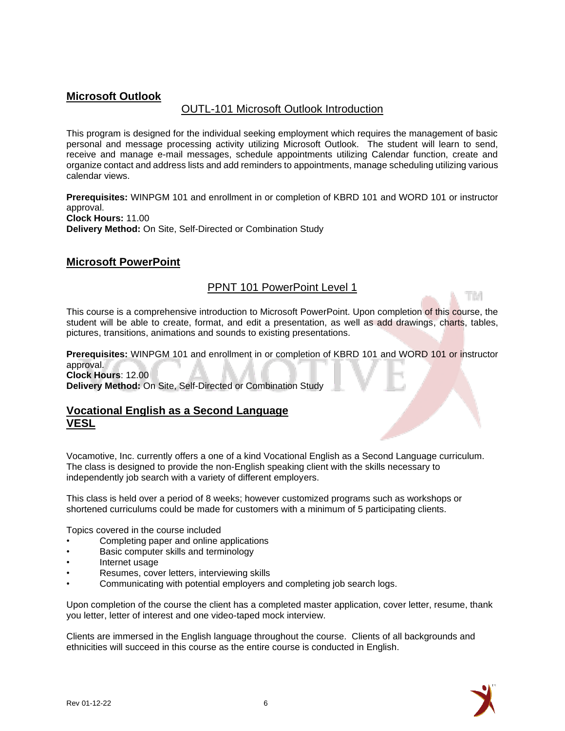## Microsoft Outlook

### OUTL-101 Microsoft Outlook Introduction

This program is designed for the individual seeking employment which requires the management of basic personal and message processing activity utilizing Microsoft Outlook. The student will learn to send, receive and manage e-mail messages, schedule appointments utilizing Calendar function, create and organize contact and address lists and add reminders to appointments, manage scheduling utilizing various calendar views.

**Prerequisites:** WINPGM 101 and enrollment in or completion of KBRD 101 and WORD 101 or instructor approval.
**Clock Hours:** 11.00
**Delivery Method:** On Site, Self-Directed or Combination Study

## Microsoft PowerPoint

### PPNT 101 PowerPoint Level 1

This course is a comprehensive introduction to Microsoft PowerPoint. Upon completion of this course, the student will be able to create, format, and edit a presentation, as well as add drawings, charts, tables, pictures, transitions, animations and sounds to existing presentations.

**Prerequisites:** WINPGM 101 and enrollment in or completion of KBRD 101 and WORD 101 or instructor approval.
**Clock Hours**: 12.00
**Delivery Method:** On Site, Self-Directed or Combination Study

## Vocational English as a Second Language VESL

Vocamotive, Inc. currently offers a one of a kind Vocational English as a Second Language curriculum. The class is designed to provide the non-English speaking client with the skills necessary to independently job search with a variety of different employers.

This class is held over a period of 8 weeks; however customized programs such as workshops or shortened curriculums could be made for customers with a minimum of 5 participating clients.

Topics covered in the course included

- Completing paper and online applications
- Basic computer skills and terminology
- Internet usage
- Resumes, cover letters, interviewing skills
- Communicating with potential employers and completing job search logs.

Upon completion of the course the client has a completed master application, cover letter, resume, thank you letter, letter of interest and one video-taped mock interview.

Clients are immersed in the English language throughout the course. Clients of all backgrounds and ethnicities will succeed in this course as the entire course is conducted in English.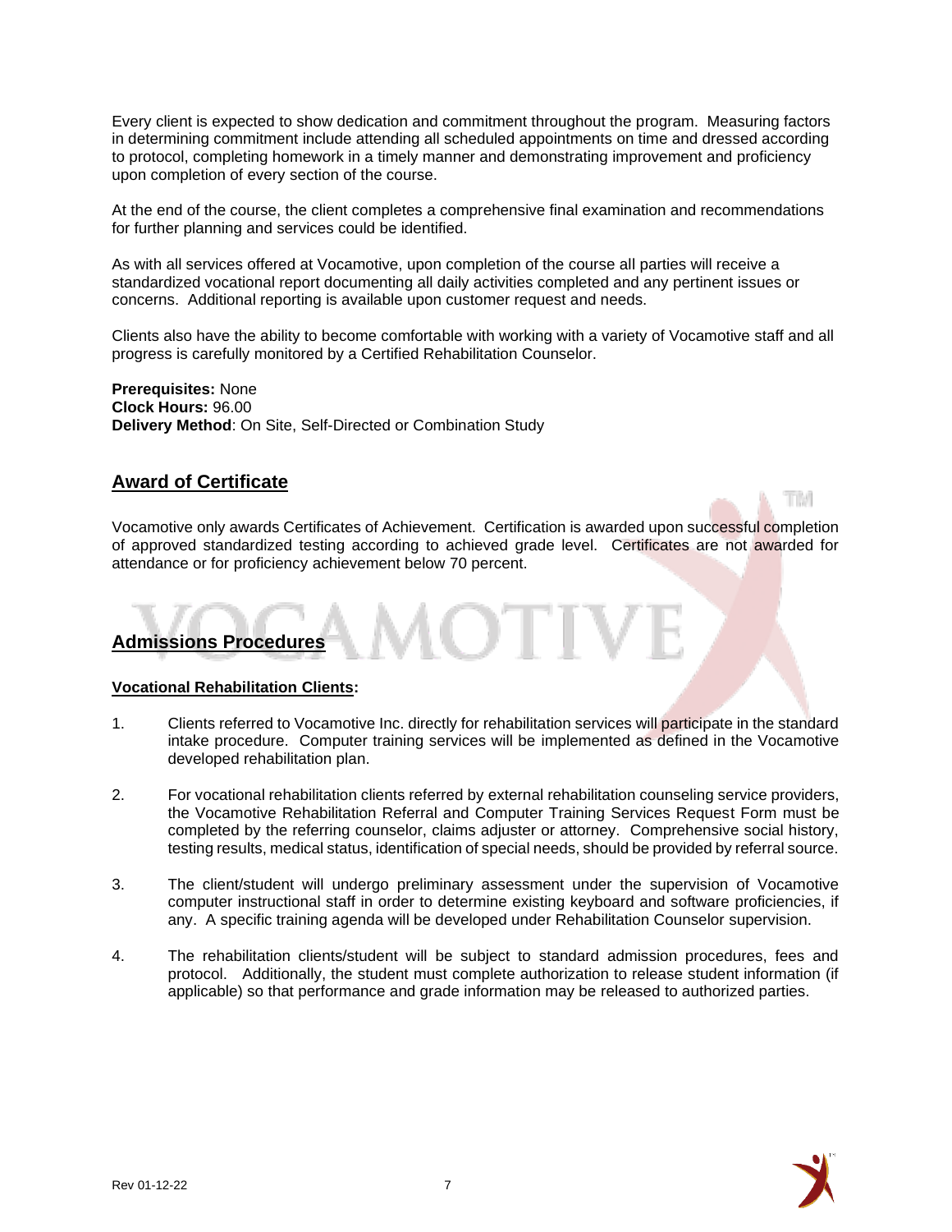Every client is expected to show dedication and commitment throughout the program. Measuring factors in determining commitment include attending all scheduled appointments on time and dressed according to protocol, completing homework in a timely manner and demonstrating improvement and proficiency upon completion of every section of the course.

At the end of the course, the client completes a comprehensive final examination and recommendations for further planning and services could be identified.

As with all services offered at Vocamotive, upon completion of the course all parties will receive a standardized vocational report documenting all daily activities completed and any pertinent issues or concerns. Additional reporting is available upon customer request and needs.

Clients also have the ability to become comfortable with working with a variety of Vocamotive staff and all progress is carefully monitored by a Certified Rehabilitation Counselor.

**Prerequisites:** None
**Clock Hours:** 96.00
**Delivery Method**: On Site, Self-Directed or Combination Study

## Award of Certificate

Vocamotive only awards Certificates of Achievement. Certification is awarded upon successful completion of approved standardized testing according to achieved grade level. Certificates are not awarded for attendance or for proficiency achievement below 70 percent.

## Admissions Procedures

### Vocational Rehabilitation Clients:

1. Clients referred to Vocamotive Inc. directly for rehabilitation services will participate in the standard intake procedure. Computer training services will be implemented as defined in the Vocamotive developed rehabilitation plan.

2. For vocational rehabilitation clients referred by external rehabilitation counseling service providers, the Vocamotive Rehabilitation Referral and Computer Training Services Request Form must be completed by the referring counselor, claims adjuster or attorney. Comprehensive social history, testing results, medical status, identification of special needs, should be provided by referral source.

3. The client/student will undergo preliminary assessment under the supervision of Vocamotive computer instructional staff in order to determine existing keyboard and software proficiencies, if any. A specific training agenda will be developed under Rehabilitation Counselor supervision.

4. The rehabilitation clients/student will be subject to standard admission procedures, fees and protocol. Additionally, the student must complete authorization to release student information (if applicable) so that performance and grade information may be released to authorized parties.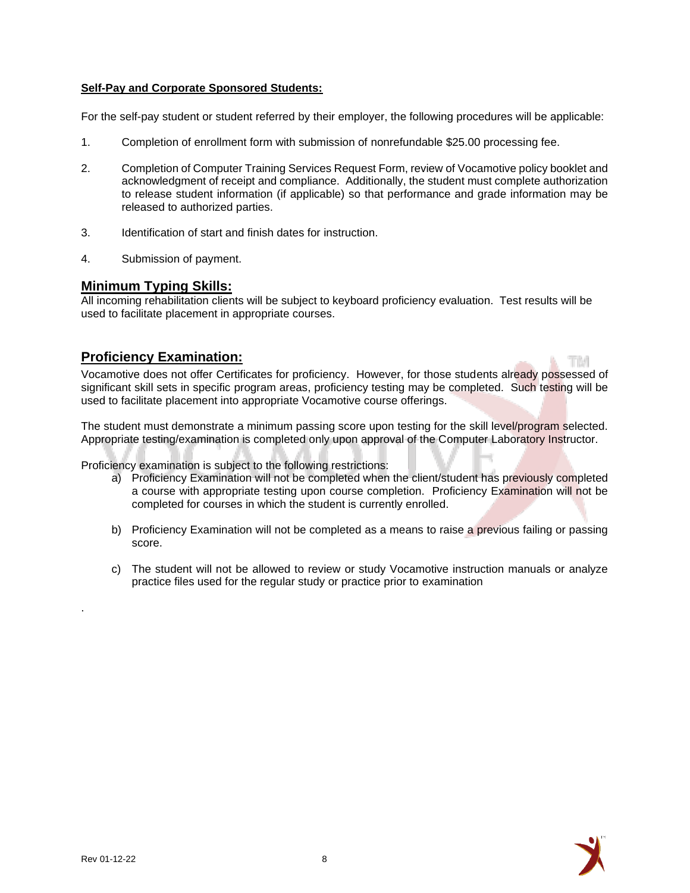**Self-Pay and Corporate Sponsored Students:**

For the self-pay student or student referred by their employer, the following procedures will be applicable:

1. Completion of enrollment form with submission of nonrefundable $25.00 processing fee.

2. Completion of Computer Training Services Request Form, review of Vocamotive policy booklet and acknowledgment of receipt and compliance. Additionally, the student must complete authorization to release student information (if applicable) so that performance and grade information may be released to authorized parties.

3. Identification of start and finish dates for instruction.

4. Submission of payment.

## Minimum Typing Skills:

All incoming rehabilitation clients will be subject to keyboard proficiency evaluation. Test results will be used to facilitate placement in appropriate courses.

## Proficiency Examination:

Vocamotive does not offer Certificates for proficiency. However, for those students already possessed of significant skill sets in specific program areas, proficiency testing may be completed. Such testing will be used to facilitate placement into appropriate Vocamotive course offerings.

The student must demonstrate a minimum passing score upon testing for the skill level/program selected. Appropriate testing/examination is completed only upon approval of the Computer Laboratory Instructor.

Proficiency examination is subject to the following restrictions:

a) Proficiency Examination will not be completed when the client/student has previously completed a course with appropriate testing upon course completion. Proficiency Examination will not be completed for courses in which the student is currently enrolled.

b) Proficiency Examination will not be completed as a means to raise a previous failing or passing score.

c) The student will not be allowed to review or study Vocamotive instruction manuals or analyze practice files used for the regular study or practice prior to examination

.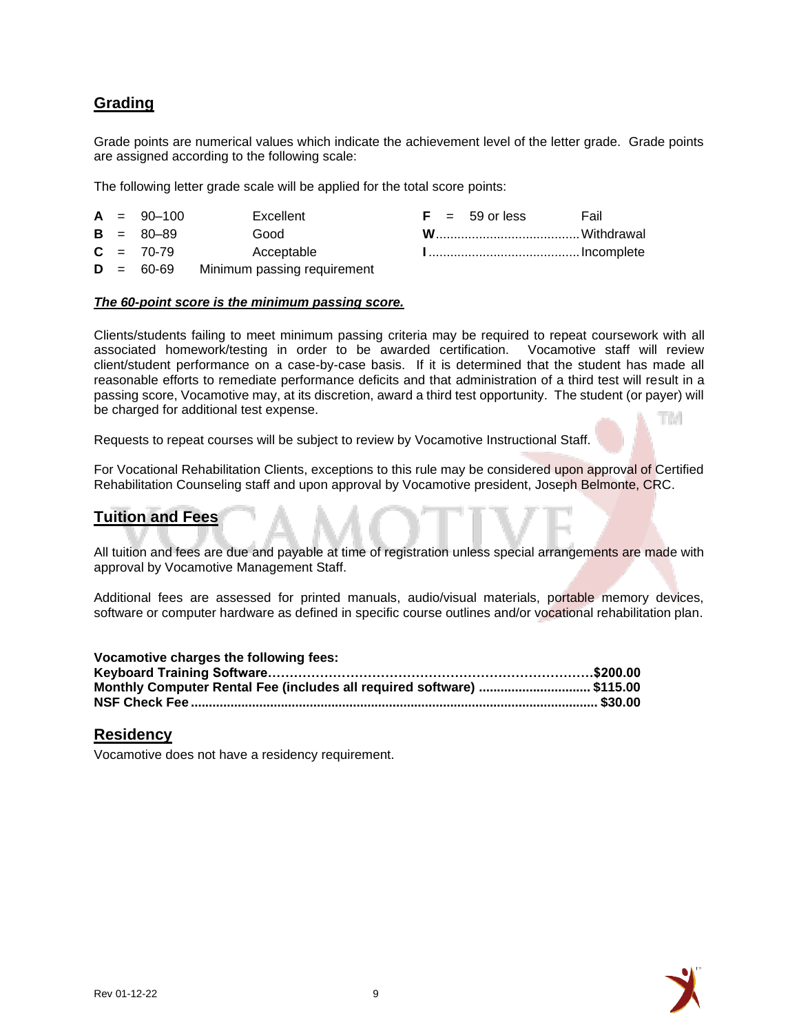## Grading

Grade points are numerical values which indicate the achievement level of the letter grade. Grade points are assigned according to the following scale:

The following letter grade scale will be applied for the total score points:

| Grade | Range | Description |
|---|---|---|
| **A** | 90–100 | Excellent |
| **B** | 80–89 | Good |
| **C** | 70-79 | Acceptable |
| **D** | 60-69 | Minimum passing requirement |
| **F** | 59 or less | Fail |
| **W** | | Withdrawal |
| **I** | | Incomplete |

***The 60-point score is the minimum passing score.***

Clients/students failing to meet minimum passing criteria may be required to repeat coursework with all associated homework/testing in order to be awarded certification. Vocamotive staff will review client/student performance on a case-by-case basis. If it is determined that the student has made all reasonable efforts to remediate performance deficits and that administration of a third test will result in a passing score, Vocamotive may, at its discretion, award a third test opportunity. The student (or payer) will be charged for additional test expense.

Requests to repeat courses will be subject to review by Vocamotive Instructional Staff.

For Vocational Rehabilitation Clients, exceptions to this rule may be considered upon approval of Certified Rehabilitation Counseling staff and upon approval by Vocamotive president, Joseph Belmonte, CRC.

## Tuition and Fees

All tuition and fees are due and payable at time of registration unless special arrangements are made with approval by Vocamotive Management Staff.

Additional fees are assessed for printed manuals, audio/visual materials, portable memory devices, software or computer hardware as defined in specific course outlines and/or vocational rehabilitation plan.

**Vocamotive charges the following fees:**

| Fee | Amount |
|---|---|
| **Keyboard Training Software** | **$200.00** |
| **Monthly Computer Rental Fee (includes all required software)** | **$115.00** |
| **NSF Check Fee** | **$30.00** |

## Residency

Vocamotive does not have a residency requirement.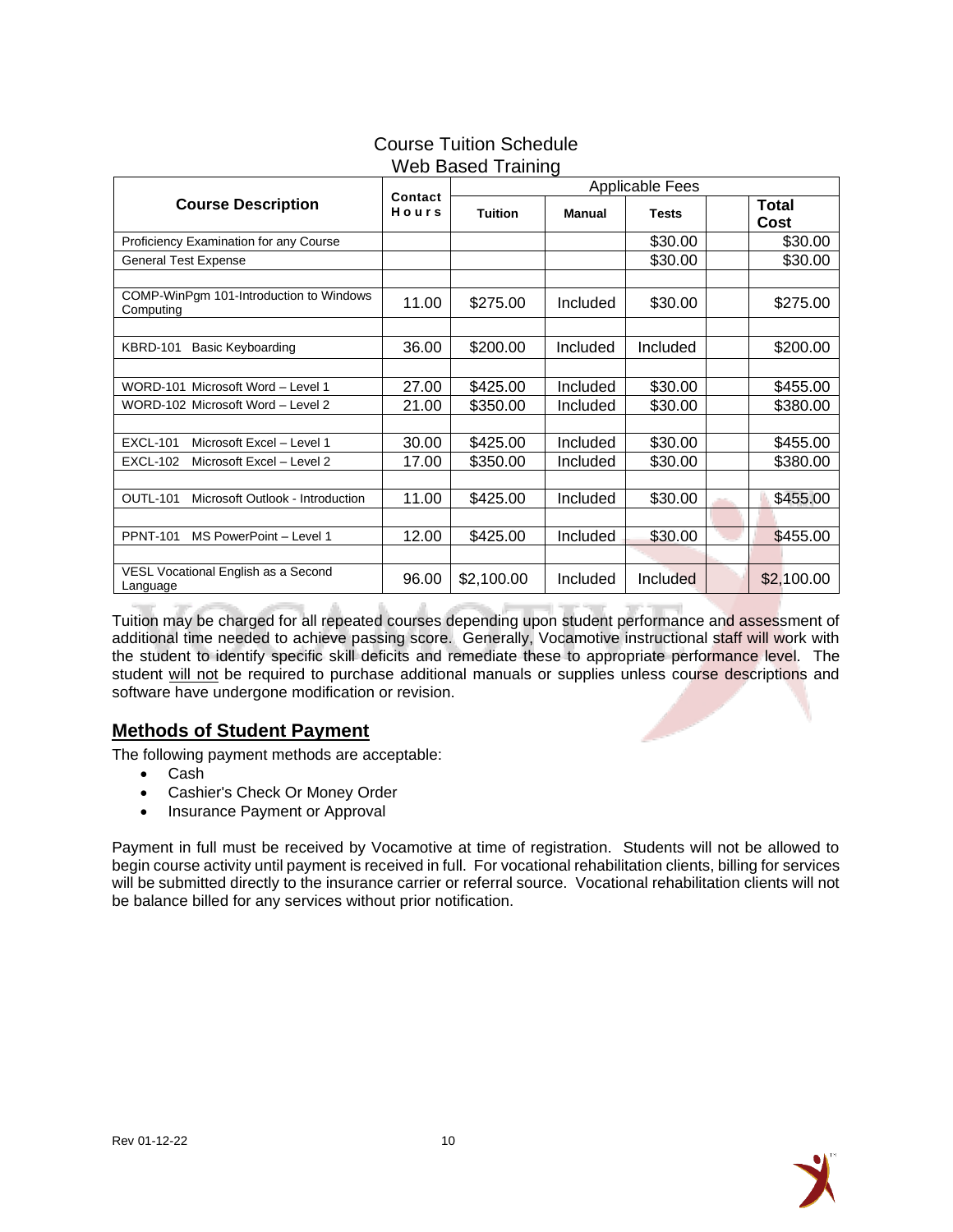## Course Tuition Schedule
## Web Based Training

| Course Description | Contact Hours | Applicable Fees | | | | |
|---|---|---|---|---|---|---|
| | | Tuition | Manual | Tests | | Total Cost |
| Proficiency Examination for any Course | | | | $30.00 | | $30.00 |
| General Test Expense | | | | $30.00 | | $30.00 |
| | | | | | | |
| COMP-WinPgm 101-Introduction to Windows Computing | 11.00 | $275.00 | Included | $30.00 | | $275.00 |
| | | | | | | |
| KBRD-101 Basic Keyboarding | 36.00 | $200.00 | Included | Included | | $200.00 |
| | | | | | | |
| WORD-101 Microsoft Word – Level 1 | 27.00 | $425.00 | Included | $30.00 | | $455.00 |
| WORD-102 Microsoft Word – Level 2 | 21.00 | $350.00 | Included | $30.00 | | $380.00 |
| | | | | | | |
| EXCL-101 Microsoft Excel – Level 1 | 30.00 | $425.00 | Included | $30.00 | | $455.00 |
| EXCL-102 Microsoft Excel – Level 2 | 17.00 | $350.00 | Included | $30.00 | | $380.00 |
| | | | | | | |
| OUTL-101 Microsoft Outlook - Introduction | 11.00 | $425.00 | Included | $30.00 | | $455.00 |
| | | | | | | |
| PPNT-101 MS PowerPoint – Level 1 | 12.00 | $425.00 | Included | $30.00 | | $455.00 |
| | | | | | | |
| VESL Vocational English as a Second Language | 96.00 | $2,100.00 | Included | Included | | $2,100.00 |

Tuition may be charged for all repeated courses depending upon student performance and assessment of additional time needed to achieve passing score. Generally, Vocamotive instructional staff will work with the student to identify specific skill deficits and remediate these to appropriate performance level. The student will not be required to purchase additional manuals or supplies unless course descriptions and software have undergone modification or revision.

## Methods of Student Payment

The following payment methods are acceptable:

- Cash
- Cashier's Check Or Money Order
- Insurance Payment or Approval

Payment in full must be received by Vocamotive at time of registration. Students will not be allowed to begin course activity until payment is received in full. For vocational rehabilitation clients, billing for services will be submitted directly to the insurance carrier or referral source. Vocational rehabilitation clients will not be balance billed for any services without prior notification.

Rev 01-12-22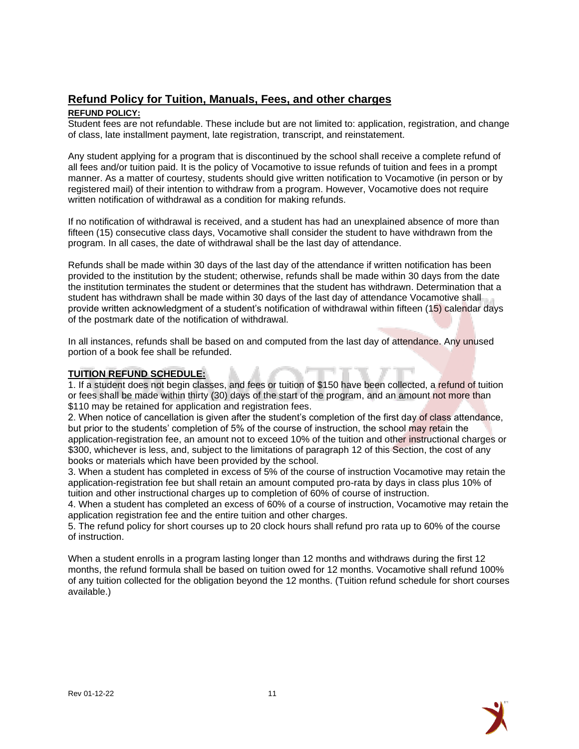## Refund Policy for Tuition, Manuals, Fees, and other charges

**REFUND POLICY:**

Student fees are not refundable. These include but are not limited to: application, registration, and change of class, late installment payment, late registration, transcript, and reinstatement.

Any student applying for a program that is discontinued by the school shall receive a complete refund of all fees and/or tuition paid. It is the policy of Vocamotive to issue refunds of tuition and fees in a prompt manner. As a matter of courtesy, students should give written notification to Vocamotive (in person or by registered mail) of their intention to withdraw from a program. However, Vocamotive does not require written notification of withdrawal as a condition for making refunds.

If no notification of withdrawal is received, and a student has had an unexplained absence of more than fifteen (15) consecutive class days, Vocamotive shall consider the student to have withdrawn from the program. In all cases, the date of withdrawal shall be the last day of attendance.

Refunds shall be made within 30 days of the last day of the attendance if written notification has been provided to the institution by the student; otherwise, refunds shall be made within 30 days from the date the institution terminates the student or determines that the student has withdrawn. Determination that a student has withdrawn shall be made within 30 days of the last day of attendance Vocamotive shall provide written acknowledgment of a student's notification of withdrawal within fifteen (15) calendar days of the postmark date of the notification of withdrawal.

In all instances, refunds shall be based on and computed from the last day of attendance. Any unused portion of a book fee shall be refunded.

**TUITION REFUND SCHEDULE:**

1. If a student does not begin classes, and fees or tuition of $150 have been collected, a refund of tuition or fees shall be made within thirty (30) days of the start of the program, and an amount not more than $110 may be retained for application and registration fees.
2. When notice of cancellation is given after the student's completion of the first day of class attendance, but prior to the students' completion of 5% of the course of instruction, the school may retain the application-registration fee, an amount not to exceed 10% of the tuition and other instructional charges or $300, whichever is less, and, subject to the limitations of paragraph 12 of this Section, the cost of any books or materials which have been provided by the school.
3. When a student has completed in excess of 5% of the course of instruction Vocamotive may retain the application-registration fee but shall retain an amount computed pro-rata by days in class plus 10% of tuition and other instructional charges up to completion of 60% of course of instruction.
4. When a student has completed an excess of 60% of a course of instruction, Vocamotive may retain the application registration fee and the entire tuition and other charges.
5. The refund policy for short courses up to 20 clock hours shall refund pro rata up to 60% of the course of instruction.

When a student enrolls in a program lasting longer than 12 months and withdraws during the first 12 months, the refund formula shall be based on tuition owed for 12 months. Vocamotive shall refund 100% of any tuition collected for the obligation beyond the 12 months. (Tuition refund schedule for short courses available.)

Rev 01-12-22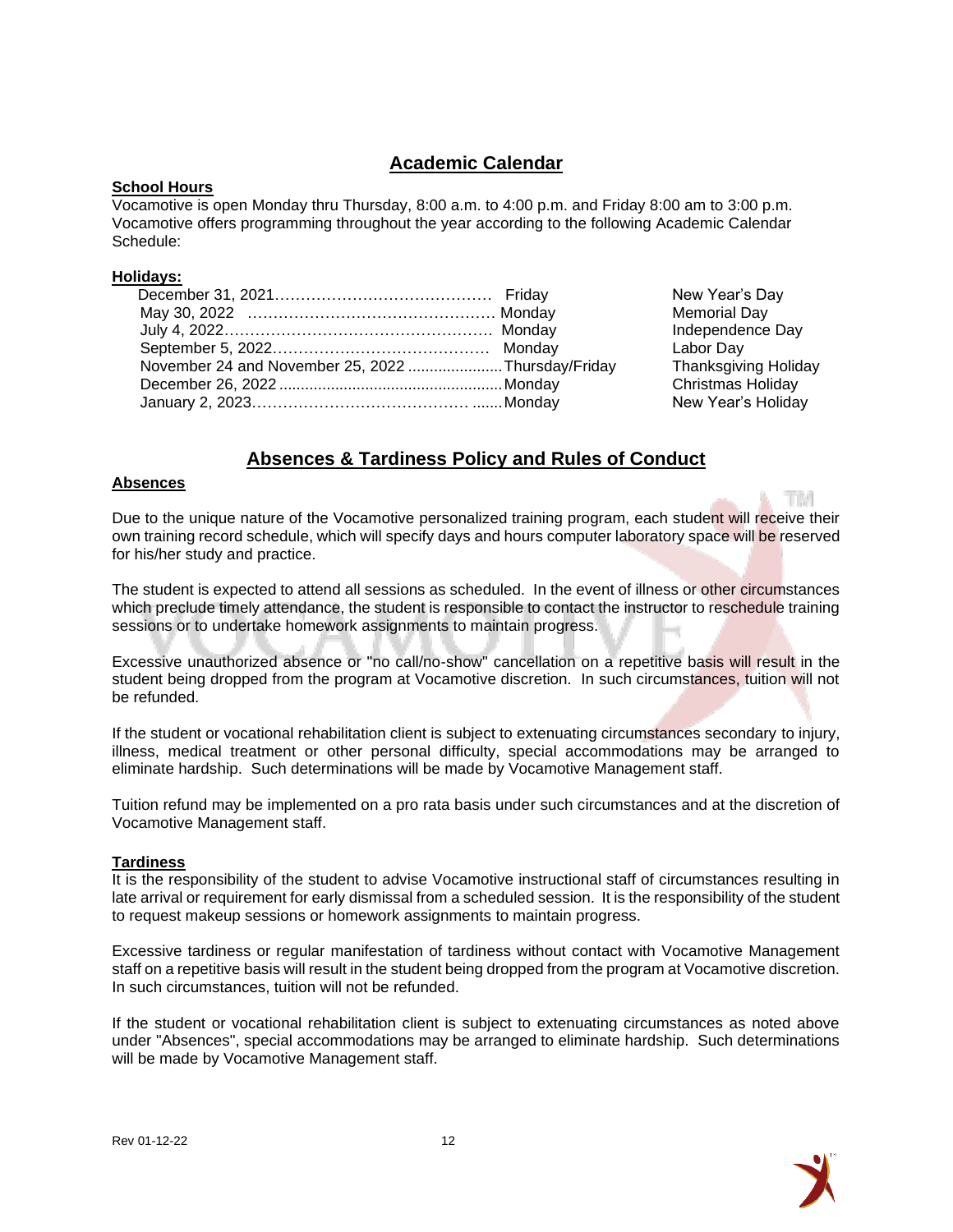# Academic Calendar

**School Hours**

Vocamotive is open Monday thru Thursday, 8:00 a.m. to 4:00 p.m. and Friday 8:00 am to 3:00 p.m. Vocamotive offers programming throughout the year according to the following Academic Calendar Schedule:

**Holidays:**

| Date | Day | Holiday |
|---|---|---|
| December 31, 2021 | Friday | New Year's Day |
| May 30, 2022 | Monday | Memorial Day |
| July 4, 2022 | Monday | Independence Day |
| September 5, 2022 | Monday | Labor Day |
| November 24 and November 25, 2022 | Thursday/Friday | Thanksgiving Holiday |
| December 26, 2022 | Monday | Christmas Holiday |
| January 2, 2023 | Monday | New Year's Holiday |

# Absences & Tardiness Policy and Rules of Conduct

**Absences**

Due to the unique nature of the Vocamotive personalized training program, each student will receive their own training record schedule, which will specify days and hours computer laboratory space will be reserved for his/her study and practice.

The student is expected to attend all sessions as scheduled. In the event of illness or other circumstances which preclude timely attendance, the student is responsible to contact the instructor to reschedule training sessions or to undertake homework assignments to maintain progress.

Excessive unauthorized absence or "no call/no-show" cancellation on a repetitive basis will result in the student being dropped from the program at Vocamotive discretion. In such circumstances, tuition will not be refunded.

If the student or vocational rehabilitation client is subject to extenuating circumstances secondary to injury, illness, medical treatment or other personal difficulty, special accommodations may be arranged to eliminate hardship. Such determinations will be made by Vocamotive Management staff.

Tuition refund may be implemented on a pro rata basis under such circumstances and at the discretion of Vocamotive Management staff.

**Tardiness**

It is the responsibility of the student to advise Vocamotive instructional staff of circumstances resulting in late arrival or requirement for early dismissal from a scheduled session. It is the responsibility of the student to request makeup sessions or homework assignments to maintain progress.

Excessive tardiness or regular manifestation of tardiness without contact with Vocamotive Management staff on a repetitive basis will result in the student being dropped from the program at Vocamotive discretion. In such circumstances, tuition will not be refunded.

If the student or vocational rehabilitation client is subject to extenuating circumstances as noted above under "Absences", special accommodations may be arranged to eliminate hardship. Such determinations will be made by Vocamotive Management staff.

Rev 01-12-22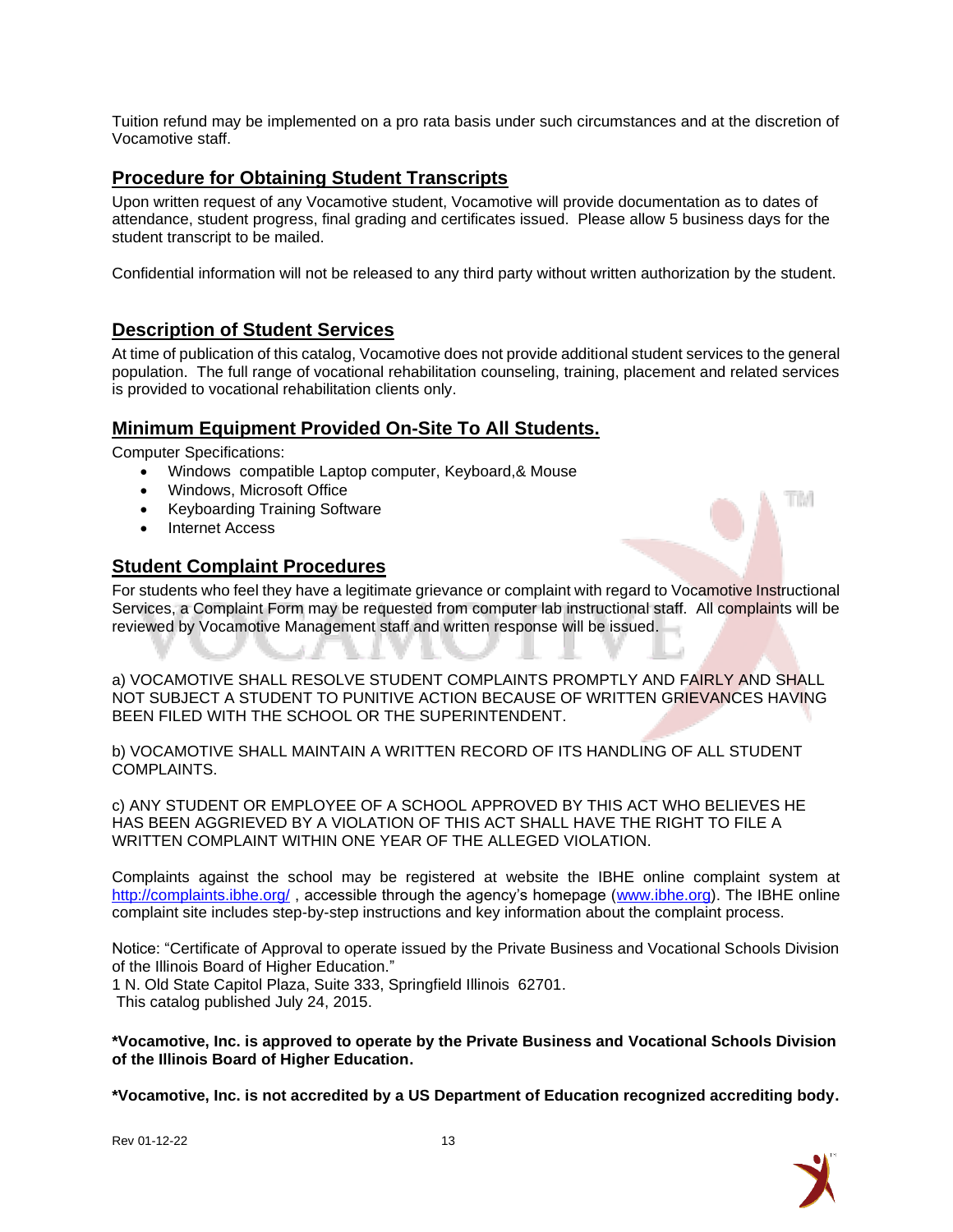Tuition refund may be implemented on a pro rata basis under such circumstances and at the discretion of Vocamotive staff.

## Procedure for Obtaining Student Transcripts

Upon written request of any Vocamotive student, Vocamotive will provide documentation as to dates of attendance, student progress, final grading and certificates issued. Please allow 5 business days for the student transcript to be mailed.

Confidential information will not be released to any third party without written authorization by the student.

## Description of Student Services

At time of publication of this catalog, Vocamotive does not provide additional student services to the general population. The full range of vocational rehabilitation counseling, training, placement and related services is provided to vocational rehabilitation clients only.

## Minimum Equipment Provided On-Site To All Students.

Computer Specifications:

- Windows compatible Laptop computer, Keyboard,& Mouse
- Windows, Microsoft Office
- Keyboarding Training Software
- Internet Access

## Student Complaint Procedures

For students who feel they have a legitimate grievance or complaint with regard to Vocamotive Instructional Services, a Complaint Form may be requested from computer lab instructional staff. All complaints will be reviewed by Vocamotive Management staff and written response will be issued.

a) VOCAMOTIVE SHALL RESOLVE STUDENT COMPLAINTS PROMPTLY AND FAIRLY AND SHALL NOT SUBJECT A STUDENT TO PUNITIVE ACTION BECAUSE OF WRITTEN GRIEVANCES HAVING BEEN FILED WITH THE SCHOOL OR THE SUPERINTENDENT.

b) VOCAMOTIVE SHALL MAINTAIN A WRITTEN RECORD OF ITS HANDLING OF ALL STUDENT COMPLAINTS.

c) ANY STUDENT OR EMPLOYEE OF A SCHOOL APPROVED BY THIS ACT WHO BELIEVES HE HAS BEEN AGGRIEVED BY A VIOLATION OF THIS ACT SHALL HAVE THE RIGHT TO FILE A WRITTEN COMPLAINT WITHIN ONE YEAR OF THE ALLEGED VIOLATION.

Complaints against the school may be registered at website the IBHE online complaint system at http://complaints.ibhe.org/ , accessible through the agency's homepage (www.ibhe.org). The IBHE online complaint site includes step-by-step instructions and key information about the complaint process.

Notice: "Certificate of Approval to operate issued by the Private Business and Vocational Schools Division of the Illinois Board of Higher Education."
1 N. Old State Capitol Plaza, Suite 333, Springfield Illinois 62701.
This catalog published July 24, 2015.

**\*Vocamotive, Inc. is approved to operate by the Private Business and Vocational Schools Division of the Illinois Board of Higher Education.**

**\*Vocamotive, Inc. is not accredited by a US Department of Education recognized accrediting body.**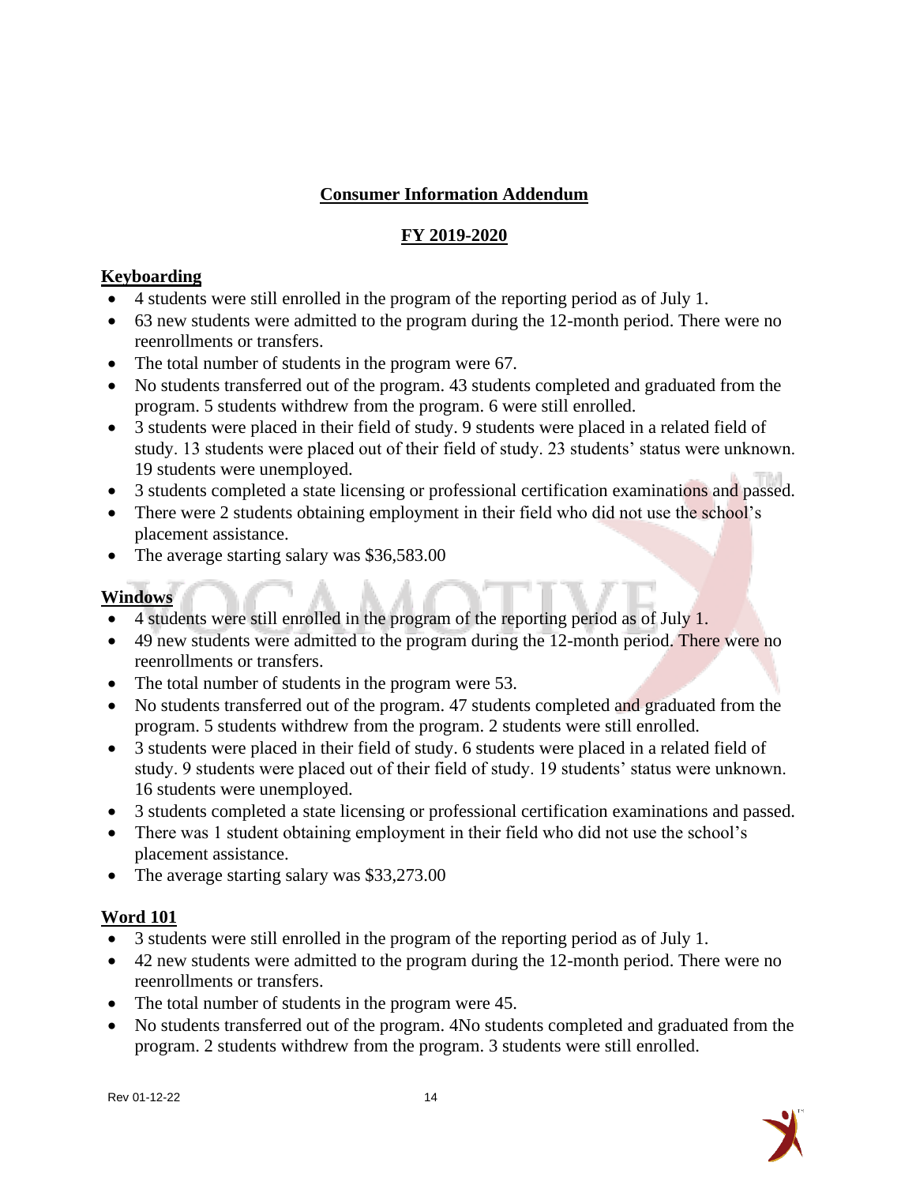**Consumer Information Addendum**

**FY 2019-2020**

**Keyboarding**

- 4 students were still enrolled in the program of the reporting period as of July 1.
- 63 new students were admitted to the program during the 12-month period. There were no reenrollments or transfers.
- The total number of students in the program were 67.
- No students transferred out of the program. 43 students completed and graduated from the program. 5 students withdrew from the program. 6 were still enrolled.
- 3 students were placed in their field of study. 9 students were placed in a related field of study. 13 students were placed out of their field of study. 23 students' status were unknown. 19 students were unemployed.
- 3 students completed a state licensing or professional certification examinations and passed.
- There were 2 students obtaining employment in their field who did not use the school's placement assistance.
- The average starting salary was $36,583.00

**Windows**

- 4 students were still enrolled in the program of the reporting period as of July 1.
- 49 new students were admitted to the program during the 12-month period. There were no reenrollments or transfers.
- The total number of students in the program were 53.
- No students transferred out of the program. 47 students completed and graduated from the program. 5 students withdrew from the program. 2 students were still enrolled.
- 3 students were placed in their field of study. 6 students were placed in a related field of study. 9 students were placed out of their field of study. 19 students' status were unknown. 16 students were unemployed.
- 3 students completed a state licensing or professional certification examinations and passed.
- There was 1 student obtaining employment in their field who did not use the school's placement assistance.
- The average starting salary was $33,273.00

**Word 101**

- 3 students were still enrolled in the program of the reporting period as of July 1.
- 42 new students were admitted to the program during the 12-month period. There were no reenrollments or transfers.
- The total number of students in the program were 45.
- No students transferred out of the program. 4No students completed and graduated from the program. 2 students withdrew from the program. 3 students were still enrolled.

Rev 01-12-22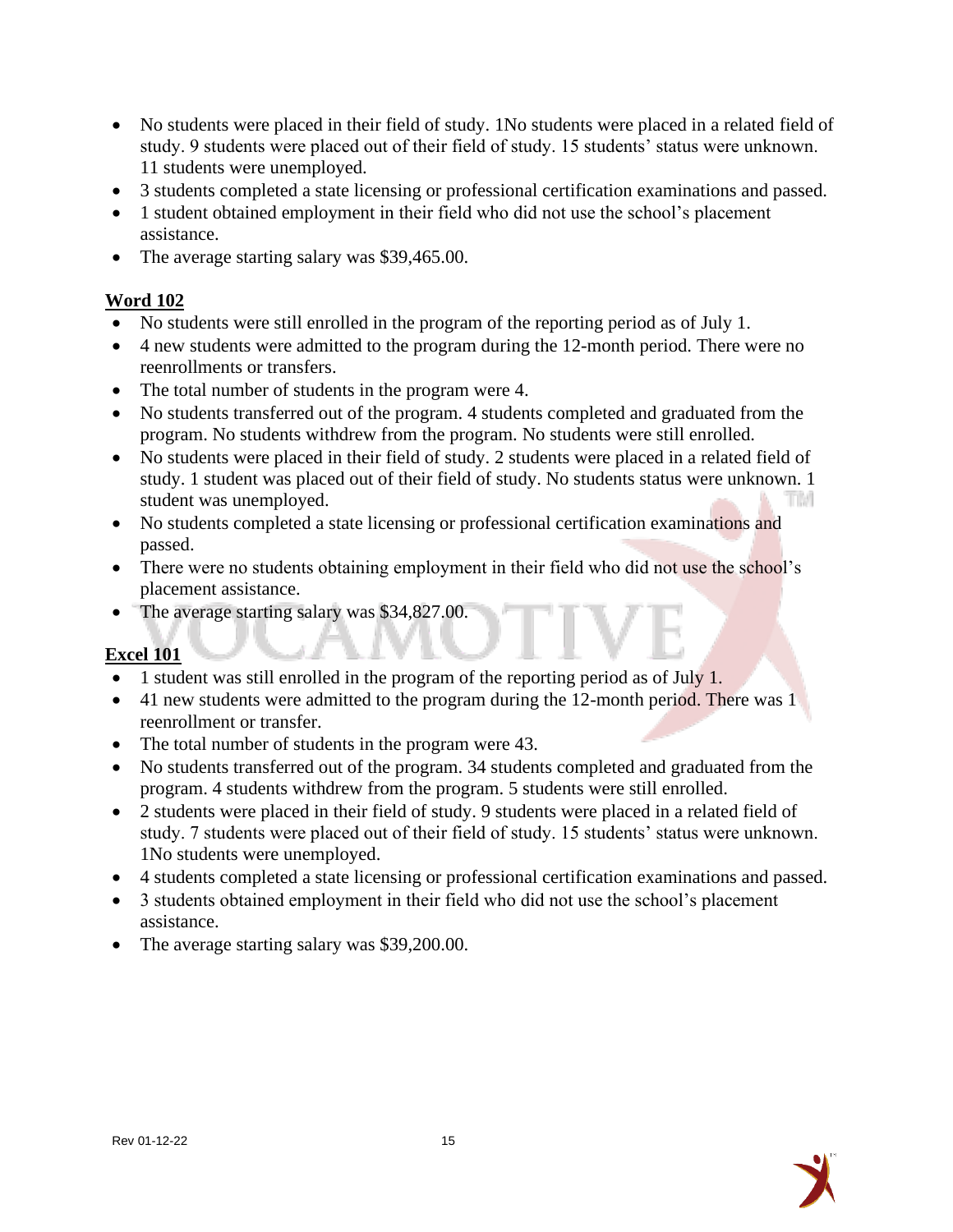- No students were placed in their field of study. 1No students were placed in a related field of study. 9 students were placed out of their field of study. 15 students' status were unknown. 11 students were unemployed.
- 3 students completed a state licensing or professional certification examinations and passed.
- 1 student obtained employment in their field who did not use the school's placement assistance.
- The average starting salary was $39,465.00.

**Word 102**

- No students were still enrolled in the program of the reporting period as of July 1.
- 4 new students were admitted to the program during the 12-month period. There were no reenrollments or transfers.
- The total number of students in the program were 4.
- No students transferred out of the program. 4 students completed and graduated from the program. No students withdrew from the program. No students were still enrolled.
- No students were placed in their field of study. 2 students were placed in a related field of study. 1 student was placed out of their field of study. No students status were unknown. 1 student was unemployed.
- No students completed a state licensing or professional certification examinations and passed.
- There were no students obtaining employment in their field who did not use the school's placement assistance.
- The average starting salary was $34,827.00.

**Excel 101**

- 1 student was still enrolled in the program of the reporting period as of July 1.
- 41 new students were admitted to the program during the 12-month period. There was 1 reenrollment or transfer.
- The total number of students in the program were 43.
- No students transferred out of the program. 34 students completed and graduated from the program. 4 students withdrew from the program. 5 students were still enrolled.
- 2 students were placed in their field of study. 9 students were placed in a related field of study. 7 students were placed out of their field of study. 15 students' status were unknown. 1No students were unemployed.
- 4 students completed a state licensing or professional certification examinations and passed.
- 3 students obtained employment in their field who did not use the school's placement assistance.
- The average starting salary was $39,200.00.

Rev 01-12-22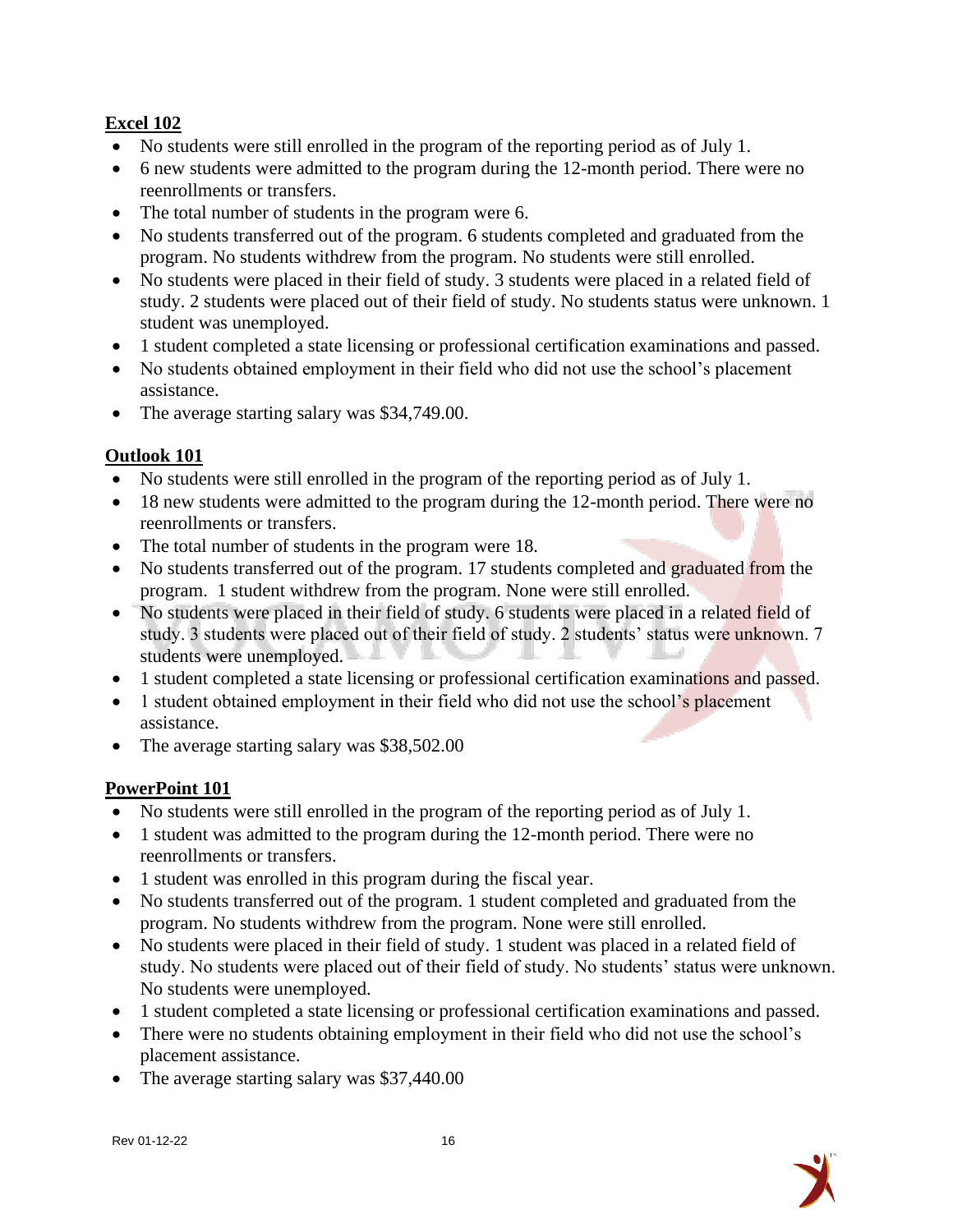**Excel 102**

- No students were still enrolled in the program of the reporting period as of July 1.
- 6 new students were admitted to the program during the 12-month period. There were no reenrollments or transfers.
- The total number of students in the program were 6.
- No students transferred out of the program. 6 students completed and graduated from the program. No students withdrew from the program. No students were still enrolled.
- No students were placed in their field of study. 3 students were placed in a related field of study. 2 students were placed out of their field of study. No students status were unknown. 1 student was unemployed.
- 1 student completed a state licensing or professional certification examinations and passed.
- No students obtained employment in their field who did not use the school's placement assistance.
- The average starting salary was $34,749.00.

**Outlook 101**

- No students were still enrolled in the program of the reporting period as of July 1.
- 18 new students were admitted to the program during the 12-month period. There were no reenrollments or transfers.
- The total number of students in the program were 18.
- No students transferred out of the program. 17 students completed and graduated from the program. 1 student withdrew from the program. None were still enrolled.
- No students were placed in their field of study. 6 students were placed in a related field of study. 3 students were placed out of their field of study. 2 students' status were unknown. 7 students were unemployed.
- 1 student completed a state licensing or professional certification examinations and passed.
- 1 student obtained employment in their field who did not use the school's placement assistance.
- The average starting salary was $38,502.00

**PowerPoint 101**

- No students were still enrolled in the program of the reporting period as of July 1.
- 1 student was admitted to the program during the 12-month period. There were no reenrollments or transfers.
- 1 student was enrolled in this program during the fiscal year.
- No students transferred out of the program. 1 student completed and graduated from the program. No students withdrew from the program. None were still enrolled.
- No students were placed in their field of study. 1 student was placed in a related field of study. No students were placed out of their field of study. No students' status were unknown. No students were unemployed.
- 1 student completed a state licensing or professional certification examinations and passed.
- There were no students obtaining employment in their field who did not use the school's placement assistance.
- The average starting salary was $37,440.00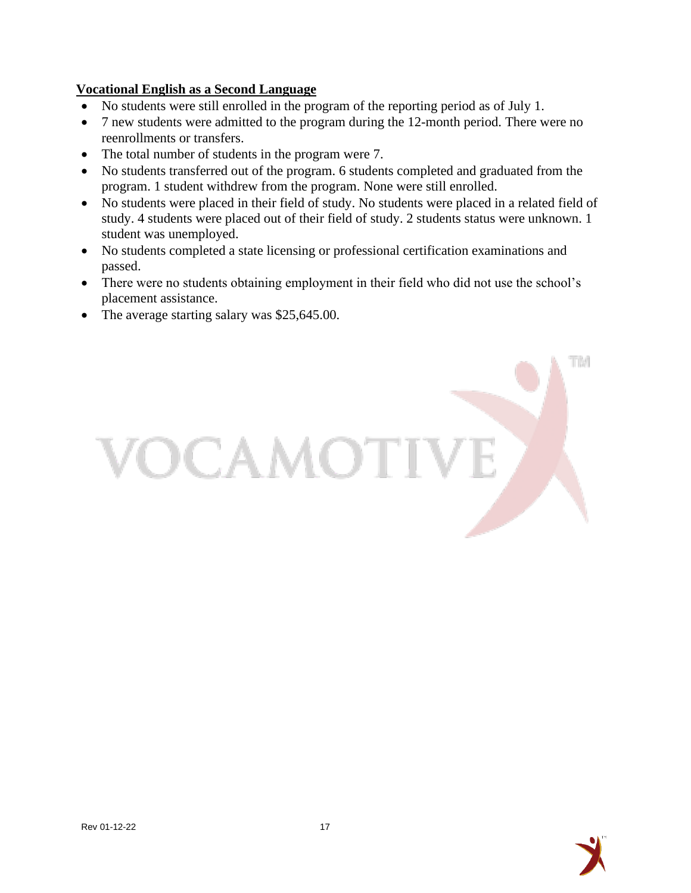**Vocational English as a Second Language**

- No students were still enrolled in the program of the reporting period as of July 1.
- 7 new students were admitted to the program during the 12-month period. There were no reenrollments or transfers.
- The total number of students in the program were 7.
- No students transferred out of the program. 6 students completed and graduated from the program. 1 student withdrew from the program. None were still enrolled.
- No students were placed in their field of study. No students were placed in a related field of study. 4 students were placed out of their field of study. 2 students status were unknown. 1 student was unemployed.
- No students completed a state licensing or professional certification examinations and passed.
- There were no students obtaining employment in their field who did not use the school's placement assistance.
- The average starting salary was $25,645.00.